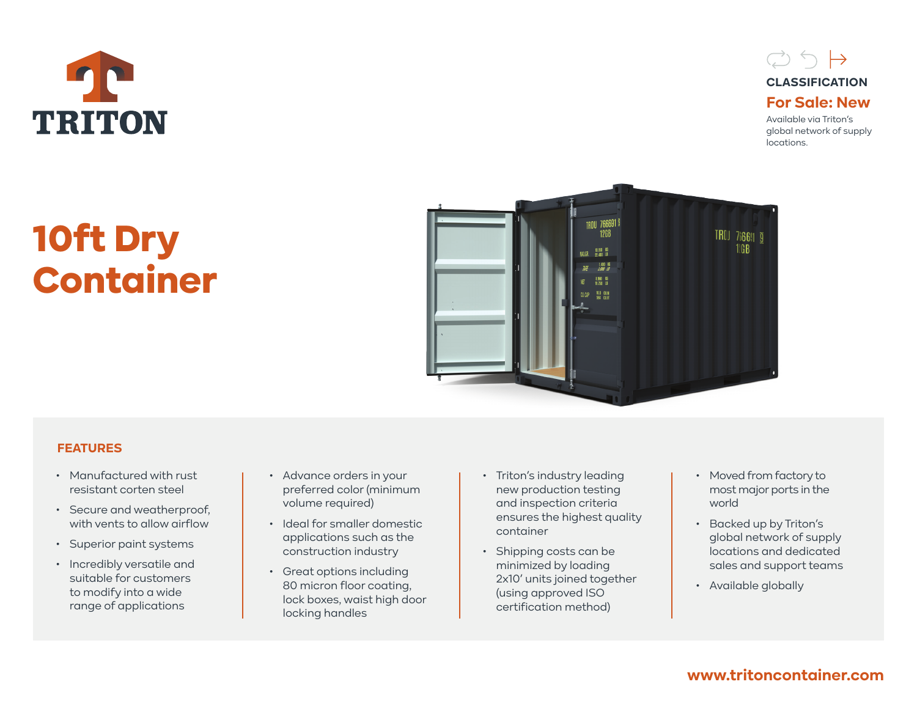# TRITON

**CLASSIFICATION**

**For Sale: New**

Available via Triton's global network of supply locations.

# 10ft Dry Container

## FEATURES

- Manufactured with rust resistant corten steel
- Secure and weatherproof, with vents to allow airflow
- Superior paint systems
- Incredibly versatile and suitable for customers to modify into a wide range of applications
- Advance orders in your preferred color (minimum volume required)
- Ideal for smaller domestic applications such as the construction industry
- Great options including 80 micron floor coating, lock boxes, waist high door locking handles
- Triton's industry leading new production testing and inspection criteria ensures the highest quality container
- Shipping costs can be minimized by loading 2x10' units joined together (using approved ISO certification method)
- Moved from factory to most major ports in the world
- Backed up by Triton's global network of supply locations and dedicated sales and support teams
- Available globally

www.tritoncontainer.com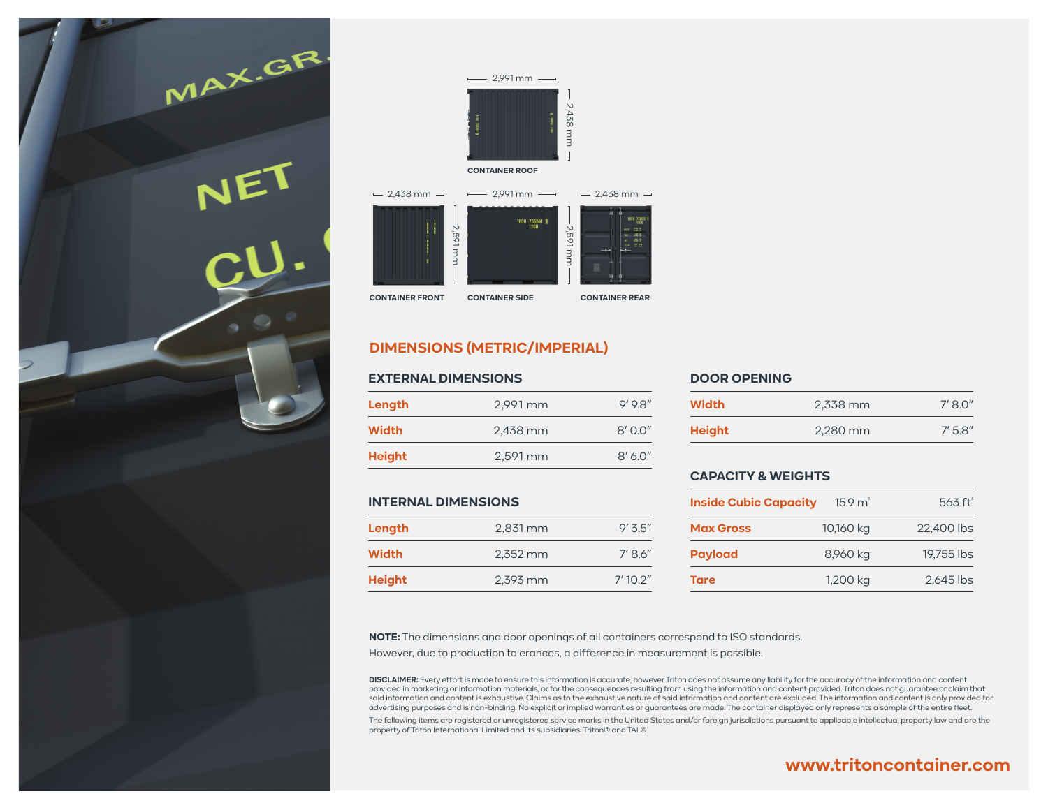2,991 mm

2,438 mm

CONTAINER ROOF

2,438 mm

2,591 mm

CONTAINER FRONT

2,991 mm

2,591 mm

CONTAINER SIDE

2,438 mm

CONTAINER REAR

## DIMENSIONS (METRIC/IMPERIAL)

### EXTERNAL DIMENSIONS

| | | |
|---|---|---|
| **Length** | 2,991 mm | 9′ 9.8″ |
| **Width** | 2,438 mm | 8′ 0.0″ |
| **Height** | 2,591 mm | 8′ 6.0″ |

### INTERNAL DIMENSIONS

| | | |
|---|---|---|
| **Length** | 2,831 mm | 9′ 3.5″ |
| **Width** | 2,352 mm | 7′ 8.6″ |
| **Height** | 2,393 mm | 7′ 10.2″ |

### DOOR OPENING

| | | |
|---|---|---|
| **Width** | 2,338 mm | 7′ 8.0″ |
| **Height** | 2,280 mm | 7′ 5.8″ |

### CAPACITY & WEIGHTS

| | | |
|---|---|---|
| **Inside Cubic Capacity** | 15.9 $m^3$ | 563 $ft^3$ |
| **Max Gross** | 10,160 kg | 22,400 lbs |
| **Payload** | 8,960 kg | 19,755 lbs |
| **Tare** | 1,200 kg | 2,645 lbs |

**NOTE:** The dimensions and door openings of all containers correspond to ISO standards. However, due to production tolerances, a difference in measurement is possible.

**DISCLAIMER:** Every effort is made to ensure this information is accurate, however Triton does not assume any liability for the accuracy of the information and content provided in marketing or information materials, or for the consequences resulting from using the information and content provided. Triton does not guarantee or claim that said information and content is exhaustive. Claims as to the exhaustive nature of said information and content are excluded. The information and content is only provided for advertising purposes and is non-binding. No explicit or implied warranties or guarantees are made. The container displayed only represents a sample of the entire fleet.

The following items are registered or unregistered service marks in the United States and/or foreign jurisdictions pursuant to applicable intellectual property law and are the property of Triton International Limited and its subsidiaries: Triton® and TAL®.

**www.tritoncontainer.com**